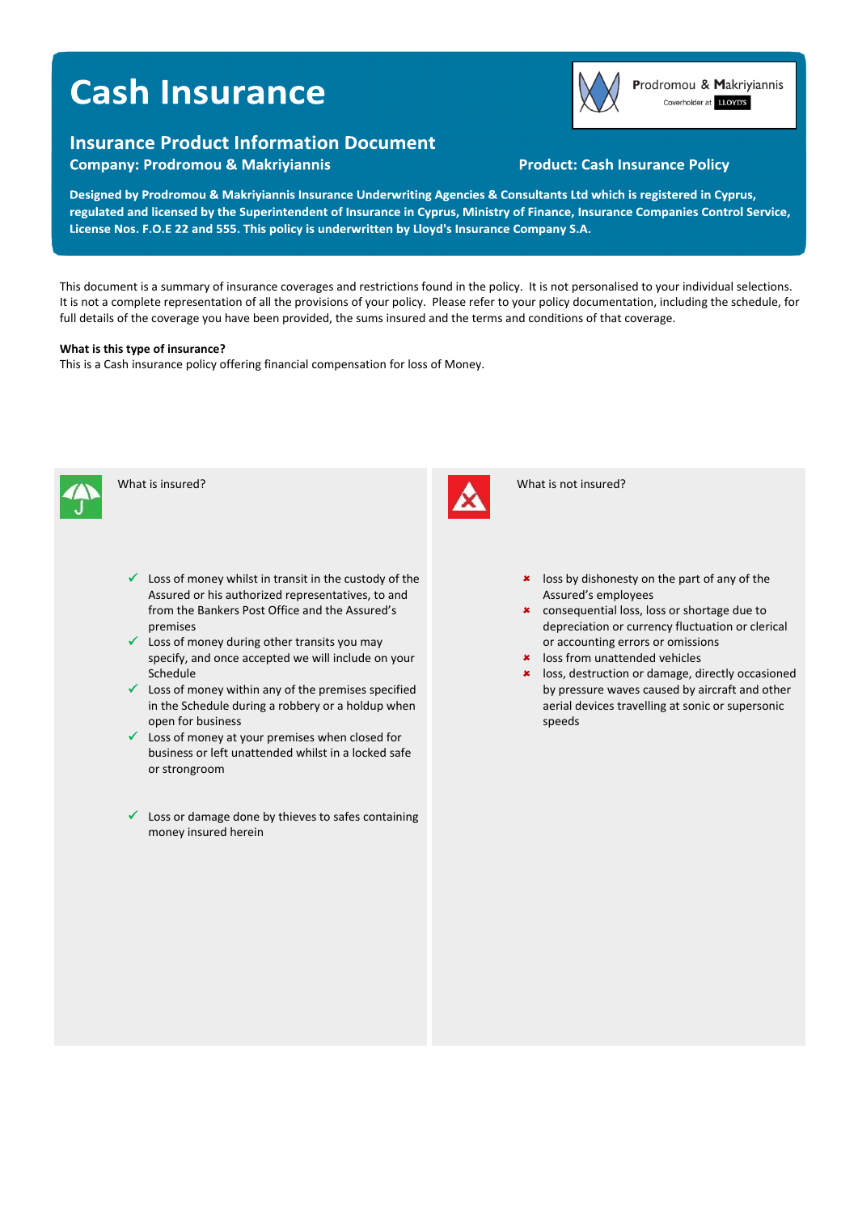# Cash Insurance

Prodromou & Makriyiannis
Coverholder at LLOYD'S

## Insurance Product Information Document

**Company: Prodromou & Makriyiannis**

**Product: Cash Insurance Policy**

**Designed by Prodromou & Makriyiannis Insurance Underwriting Agencies & Consultants Ltd which is registered in Cyprus, regulated and licensed by the Superintendent of Insurance in Cyprus, Ministry of Finance, Insurance Companies Control Service, License Nos. F.O.E 22 and 555. This policy is underwritten by Lloyd's Insurance Company S.A.**

This document is a summary of insurance coverages and restrictions found in the policy. It is not personalised to your individual selections. It is not a complete representation of all the provisions of your policy. Please refer to your policy documentation, including the schedule, for full details of the coverage you have been provided, the sums insured and the terms and conditions of that coverage.

**What is this type of insurance?**

This is a Cash insurance policy offering financial compensation for loss of Money.

### What is insured?

- ✓ Loss of money whilst in transit in the custody of the Assured or his authorized representatives, to and from the Bankers Post Office and the Assured's premises
- ✓ Loss of money during other transits you may specify, and once accepted we will include on your Schedule
- ✓ Loss of money within any of the premises specified in the Schedule during a robbery or a holdup when open for business
- ✓ Loss of money at your premises when closed for business or left unattended whilst in a locked safe or strongroom
- ✓ Loss or damage done by thieves to safes containing money insured herein

### What is not insured?

- ✖ loss by dishonesty on the part of any of the Assured's employees
- ✖ consequential loss, loss or shortage due to depreciation or currency fluctuation or clerical or accounting errors or omissions
- ✖ loss from unattended vehicles
- ✖ loss, destruction or damage, directly occasioned by pressure waves caused by aircraft and other aerial devices travelling at sonic or supersonic speeds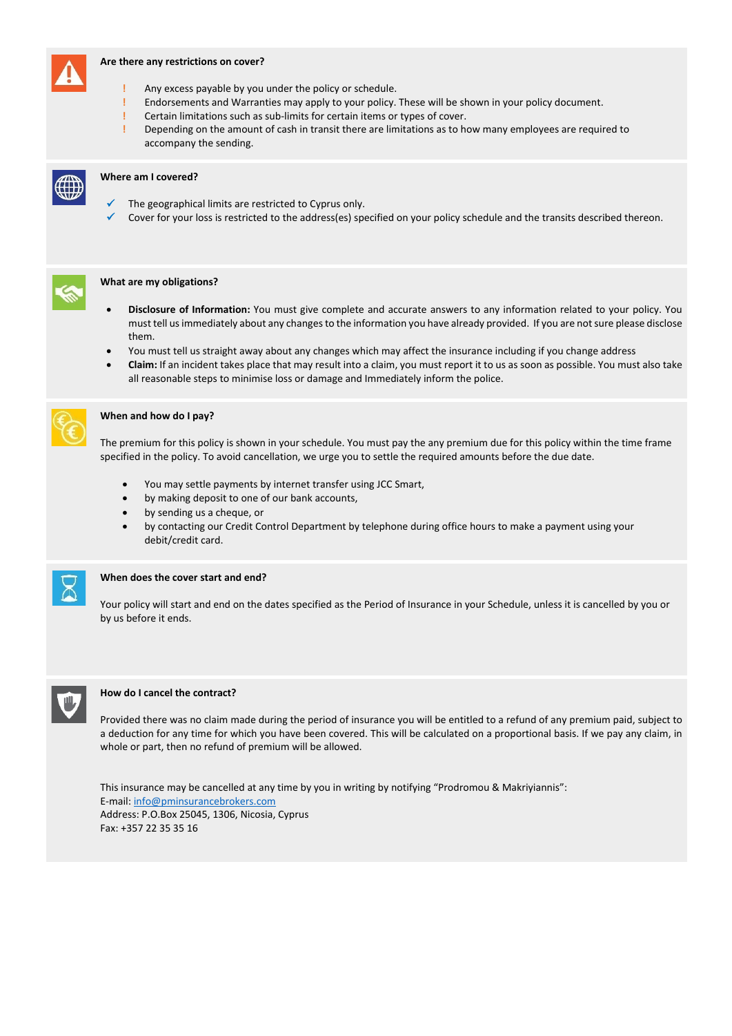### Are there any restrictions on cover?

- ! Any excess payable by you under the policy or schedule.
- ! Endorsements and Warranties may apply to your policy. These will be shown in your policy document.
- ! Certain limitations such as sub-limits for certain items or types of cover.
- ! Depending on the amount of cash in transit there are limitations as to how many employees are required to accompany the sending.

### Where am I covered?

- ✓ The geographical limits are restricted to Cyprus only.
- ✓ Cover for your loss is restricted to the address(es) specified on your policy schedule and the transits described thereon.

### What are my obligations?

- **Disclosure of Information:** You must give complete and accurate answers to any information related to your policy. You must tell us immediately about any changes to the information you have already provided. If you are not sure please disclose them.
- You must tell us straight away about any changes which may affect the insurance including if you change address
- **Claim:** If an incident takes place that may result into a claim, you must report it to us as soon as possible. You must also take all reasonable steps to minimise loss or damage and Immediately inform the police.

### When and how do I pay?

The premium for this policy is shown in your schedule. You must pay the any premium due for this policy within the time frame specified in the policy. To avoid cancellation, we urge you to settle the required amounts before the due date.

- You may settle payments by internet transfer using JCC Smart,
- by making deposit to one of our bank accounts,
- by sending us a cheque, or
- by contacting our Credit Control Department by telephone during office hours to make a payment using your debit/credit card.

### When does the cover start and end?

Your policy will start and end on the dates specified as the Period of Insurance in your Schedule, unless it is cancelled by you or by us before it ends.

### How do I cancel the contract?

Provided there was no claim made during the period of insurance you will be entitled to a refund of any premium paid, subject to a deduction for any time for which you have been covered. This will be calculated on a proportional basis. If we pay any claim, in whole or part, then no refund of premium will be allowed.

This insurance may be cancelled at any time by you in writing by notifying "Prodromou & Makriyiannis":
E-mail: info@pminsurancebrokers.com
Address: P.O.Box 25045, 1306, Nicosia, Cyprus
Fax: +357 22 35 35 16